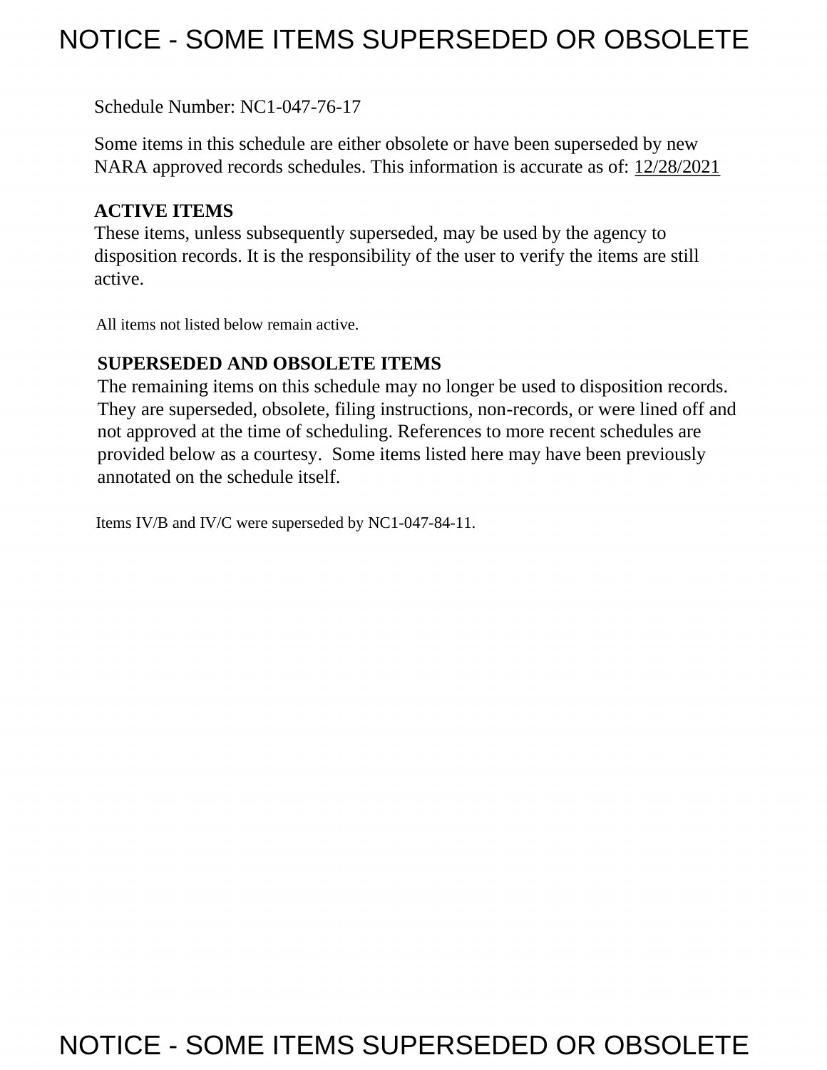# NOTICE - SOME ITEMS SUPERSEDED OR OBSOLETE

Schedule Number: NC1-047-76-17

Some items in this schedule are either obsolete or have been superseded by new NARA approved records schedules. This information is accurate as of: 12/28/2021

**ACTIVE ITEMS**

These items, unless subsequently superseded, may be used by the agency to disposition records. It is the responsibility of the user to verify the items are still active.

All items not listed below remain active.

**SUPERSEDED AND OBSOLETE ITEMS**

The remaining items on this schedule may no longer be used to disposition records. They are superseded, obsolete, filing instructions, non-records, or were lined off and not approved at the time of scheduling. References to more recent schedules are provided below as a courtesy. Some items listed here may have been previously annotated on the schedule itself.

Items IV/B and IV/C were superseded by NC1-047-84-11.

# NOTICE - SOME ITEMS SUPERSEDED OR OBSOLETE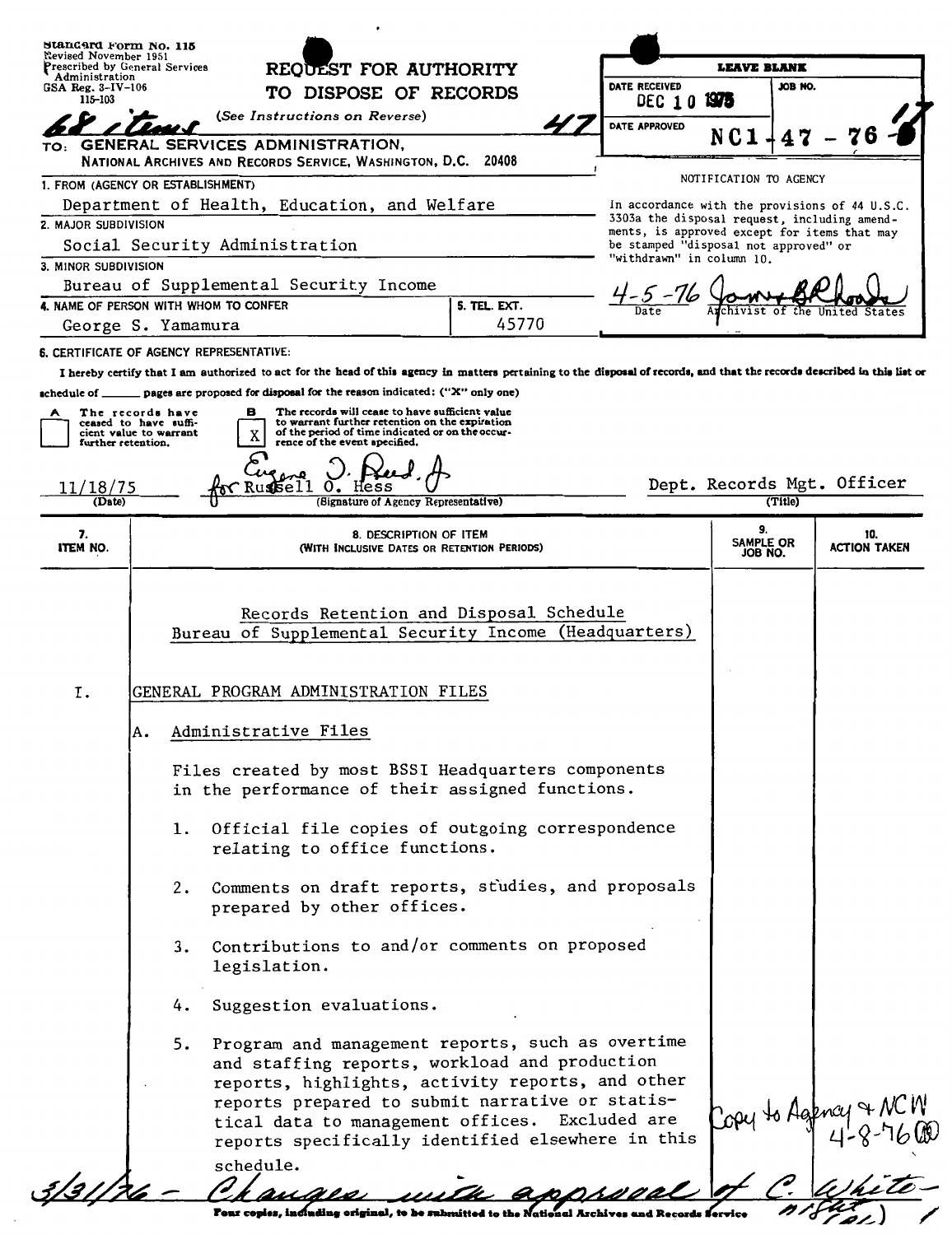Standard Form No. 115
Revised November 1951
Prescribed by General Services Administration
GSA Reg. 3-IV-106
115-103

**REQUEST FOR AUTHORITY TO DISPOSE OF RECORDS**

(See Instructions on Reverse)

68 items 47

TO: GENERAL SERVICES ADMINISTRATION,
NATIONAL ARCHIVES AND RECORDS SERVICE, WASHINGTON, D.C. 20408

| LEAVE BLANK | |
|---|---|
| DATE RECEIVED: DEC 10 1975 | JOB NO. |
| DATE APPROVED | NC1-47-76-1 |

NOTIFICATION TO AGENCY

In accordance with the provisions of 44 U.S.C. 3303a the disposal request, including amendments, is approved except for items that may be stamped "disposal not approved" or "withdrawn" in column 10.

4-5-76 — James B. Rhoads
Date — Archivist of the United States

1. FROM (AGENCY OR ESTABLISHMENT)
Department of Health, Education, and Welfare

2. MAJOR SUBDIVISION
Social Security Administration

3. MINOR SUBDIVISION
Bureau of Supplemental Security Income

4. NAME OF PERSON WITH WHOM TO CONFER
George S. Yamamura

5. TEL. EXT.
45770

6. CERTIFICATE OF AGENCY REPRESENTATIVE:

I hereby certify that I am authorized to act for the head of this agency in matters pertaining to the disposal of records, and that the records described in this list or schedule of ______ pages are proposed for disposal for the reason indicated: ("X" only one)

- [ ] A The records have ceased to have sufficient value to warrant further retention.
- [X] B The records will cease to have sufficient value to warrant further retention on the expiration of the period of time indicated or on the occurrence of the event specified.

11/18/75 — Eugene O. Reed, Jr. for Russell O. Hess — Dept. Records Mgt. Officer
(Date) — (Signature of Agency Representative) — (Title)

| 7. ITEM NO. | 8. DESCRIPTION OF ITEM (WITH INCLUSIVE DATES OR RETENTION PERIODS) | 9. SAMPLE OR JOB NO. | 10. ACTION TAKEN |
|---|---|---|---|

Records Retention and Disposal Schedule
Bureau of Supplemental Security Income (Headquarters)

I. GENERAL PROGRAM ADMINISTRATION FILES

A. Administrative Files

Files created by most BSSI Headquarters components in the performance of their assigned functions.

1. Official file copies of outgoing correspondence relating to office functions.

2. Comments on draft reports, studies, and proposals prepared by other offices.

3. Contributions to and/or comments on proposed legislation.

4. Suggestion evaluations.

5. Program and management reports, such as overtime and staffing reports, workload and production reports, highlights, activity reports, and other reports prepared to submit narrative or statistical data to management offices. Excluded are reports specifically identified elsewhere in this schedule.

Copy to Agency & NCW 4-8-76

3/31/76 - Changes with approval of C. White - NCW

Four copies, including original, to be submitted to the National Archives and Records Service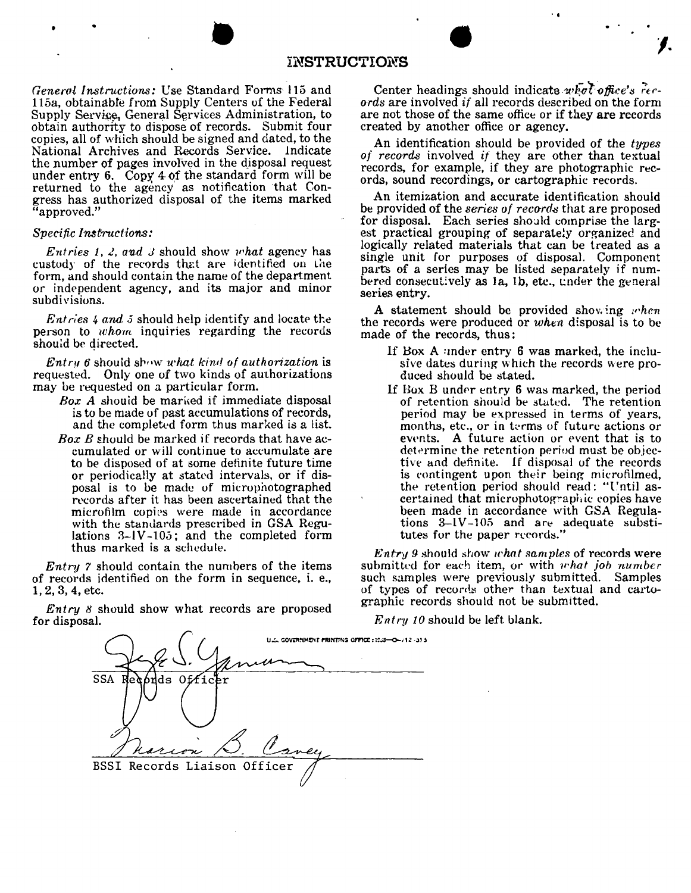# INSTRUCTIONS

*General Instructions:* Use Standard Forms 115 and 115a, obtainable from Supply Centers of the Federal Supply Service, General Services Administration, to obtain authority to dispose of records. Submit four copies, all of which should be signed and dated, to the National Archives and Records Service. Indicate the number of pages involved in the disposal request under entry 6. Copy 4 of the standard form will be returned to the agency as notification that Congress has authorized disposal of the items marked "approved."

*Specific Instructions:*

*Entries 1, 2, and 3* should show *what* agency has custody of the records that are identified on the form, and should contain the name of the department or independent agency, and its major and minor subdivisions.

*Entries 4 and 5* should help identify and locate the person to *whom* inquiries regarding the records should be directed.

*Entry 6* should show *what kind of authorization* is requested. Only one of two kinds of authorizations may be requested on a particular form.

- *Box A* should be marked if immediate disposal is to be made of past accumulations of records, and the completed form thus marked is a list.
- *Box B* should be marked if records that have accumulated or will continue to accumulate are to be disposed of at some definite future time or periodically at stated intervals, or if disposal is to be made of microphotographed records after it has been ascertained that the microfilm copies were made in accordance with the standards prescribed in GSA Regulations 3-IV-105; and the completed form thus marked is a schedule.

*Entry 7* should contain the numbers of the items of records identified on the form in sequence, i. e., 1, 2, 3, 4, etc.

*Entry 8* should show what records are proposed for disposal.

Center headings should indicate *what office's records* are involved *if* all records described on the form are not those of the same office or if they are records created by another office or agency.

An identification should be provided of the *types of records* involved *if* they are other than textual records, for example, if they are photographic records, sound recordings, or cartographic records.

An itemization and accurate identification should be provided of the *series of records* that are proposed for disposal. Each series should comprise the largest practical grouping of separately organized and logically related materials that can be treated as a single unit for purposes of disposal. Component parts of a series may be listed separately if numbered consecutively as 1a, 1b, etc., under the general series entry.

A statement should be provided showing *when* the records were produced or *when* disposal is to be made of the records, thus:

- If Box A under entry 6 was marked, the inclusive dates during which the records were produced should be stated.
- If Box B under entry 6 was marked, the period of retention should be stated. The retention period may be expressed in terms of years, months, etc., or in terms of future actions or events. A future action or event that is to determine the retention period must be objective and definite. If disposal of the records is contingent upon their being microfilmed, the retention period should read: "Until ascertained that microphotographic copies have been made in accordance with GSA Regulations 3-IV-105 and are adequate substitutes for the paper records."

*Entry 9* should show *what samples* of records were submitted for each item, or with *what job number* such samples were previously submitted. Samples of types of records other than textual and cartographic records should not be submitted.

*Entry 10* should be left blank.

U.S. GOVERNMENT PRINTING OFFICE : 1963—O-712-313

SSA Records Officer

Marion B. Carey
BSSI Records Liaison Officer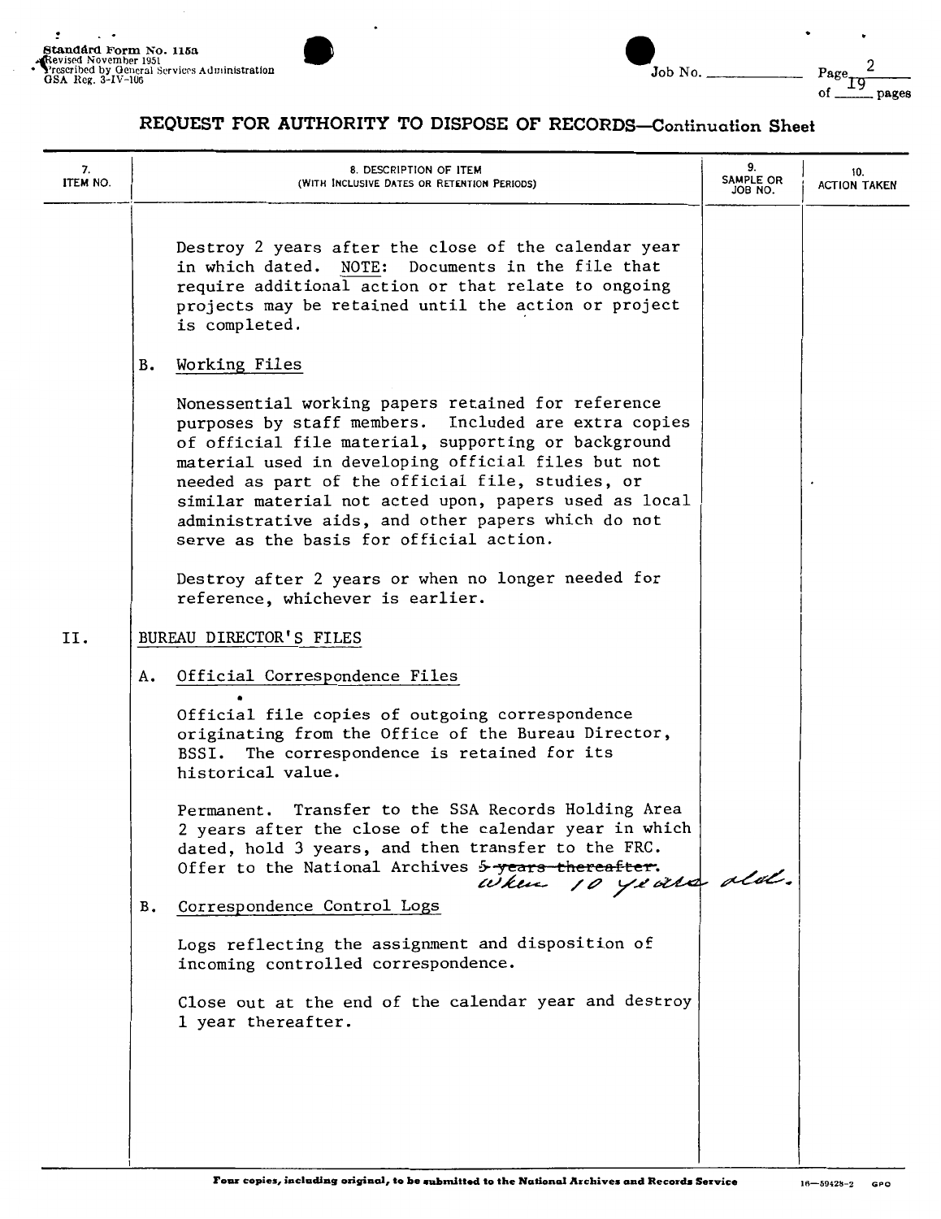Standard Form No. 115a
Revised November 1951
Prescribed by General Services Administration
GSA Reg. 3-IV-106

Job No. ______

## REQUEST FOR AUTHORITY TO DISPOSE OF RECORDS—Continuation Sheet

| 7. ITEM NO. | 8. DESCRIPTION OF ITEM (WITH INCLUSIVE DATES OR RETENTION PERIODS) | 9. SAMPLE OR JOB NO. | 10. ACTION TAKEN |
|---|---|---|---|
| | Destroy 2 years after the close of the calendar year in which dated. NOTE: Documents in the file that require additional action or that relate to ongoing projects may be retained until the action or project is completed. | | |
| | B. Working Files | | |
| | Nonessential working papers retained for reference purposes by staff members. Included are extra copies of official file material, supporting or background material used in developing official files but not needed as part of the official file, studies, or similar material not acted upon, papers used as local administrative aids, and other papers which do not serve as the basis for official action. | | |
| | Destroy after 2 years or when no longer needed for reference, whichever is earlier. | | |
| II. | BUREAU DIRECTOR'S FILES | | |
| | A. Official Correspondence Files | | |
| | Official file copies of outgoing correspondence originating from the Office of the Bureau Director, BSSI. The correspondence is retained for its historical value. | | |
| | Permanent. Transfer to the SSA Records Holding Area 2 years after the close of the calendar year in which dated, hold 3 years, and then transfer to the FRC. Offer to the National Archives ~~5 years thereafter.~~ when 10 years old. | | |
| | B. Correspondence Control Logs | | |
| | Logs reflecting the assignment and disposition of incoming controlled correspondence. | | |
| | Close out at the end of the calendar year and destroy 1 year thereafter. | | |

Four copies, including original, to be submitted to the National Archives and Records Service

16—59428-2 GPO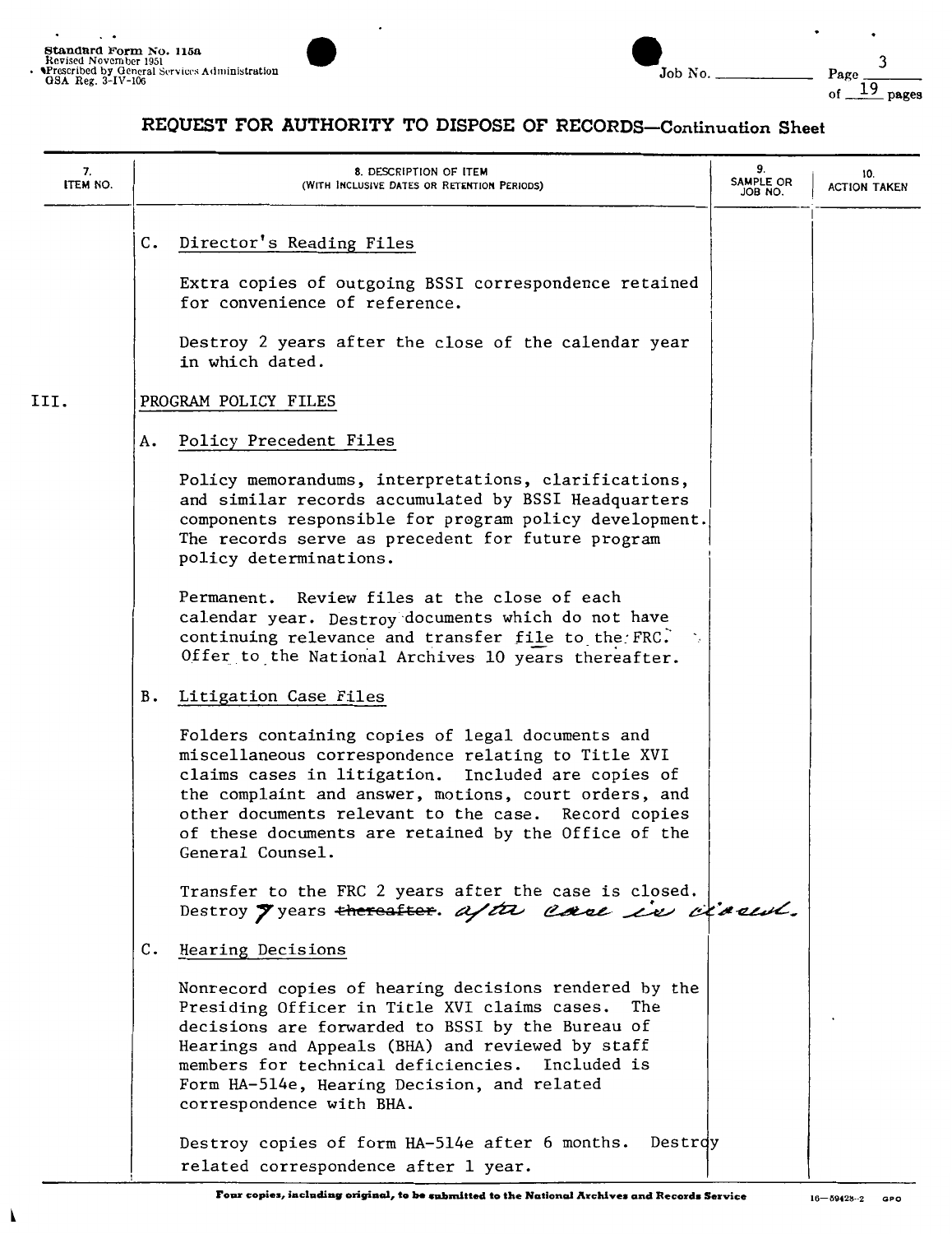Standard Form No. 115a
Revised November 1951
Prescribed by General Services Administration
GSA Reg. 3-IV-106

Job No. ____________ Page 3 of 19 pages

## REQUEST FOR AUTHORITY TO DISPOSE OF RECORDS—Continuation Sheet

| 7. ITEM NO. | 8. DESCRIPTION OF ITEM (WITH INCLUSIVE DATES OR RETENTION PERIODS) | 9. SAMPLE OR JOB NO. | 10. ACTION TAKEN |
|---|---|---|---|
| | C. Director's Reading Files<br><br>Extra copies of outgoing BSSI correspondence retained for convenience of reference.<br><br>Destroy 2 years after the close of the calendar year in which dated. | | |
| III. | PROGRAM POLICY FILES | | |
| | A. Policy Precedent Files<br><br>Policy memorandums, interpretations, clarifications, and similar records accumulated by BSSI Headquarters components responsible for program policy development. The records serve as precedent for future program policy determinations.<br><br>Permanent. Review files at the close of each calendar year. Destroy documents which do not have continuing relevance and transfer file to the FRC. Offer to the National Archives 10 years thereafter. | | |
| | B. Litigation Case Files<br><br>Folders containing copies of legal documents and miscellaneous correspondence relating to Title XVI claims cases in litigation. Included are copies of the complaint and answer, motions, court orders, and other documents relevant to the case. Record copies of these documents are retained by the Office of the General Counsel.<br><br>Transfer to the FRC 2 years after the case is closed. Destroy 7 years ~~thereafter~~. after case is closed. | | |
| | C. Hearing Decisions<br><br>Nonrecord copies of hearing decisions rendered by the Presiding Officer in Title XVI claims cases. The decisions are forwarded to BSSI by the Bureau of Hearings and Appeals (BHA) and reviewed by staff members for technical deficiencies. Included is Form HA-514e, Hearing Decision, and related correspondence with BHA.<br><br>Destroy copies of form HA-514e after 6 months. Destroy related correspondence after 1 year. | | |

Four copies, including original, to be submitted to the National Archives and Records Service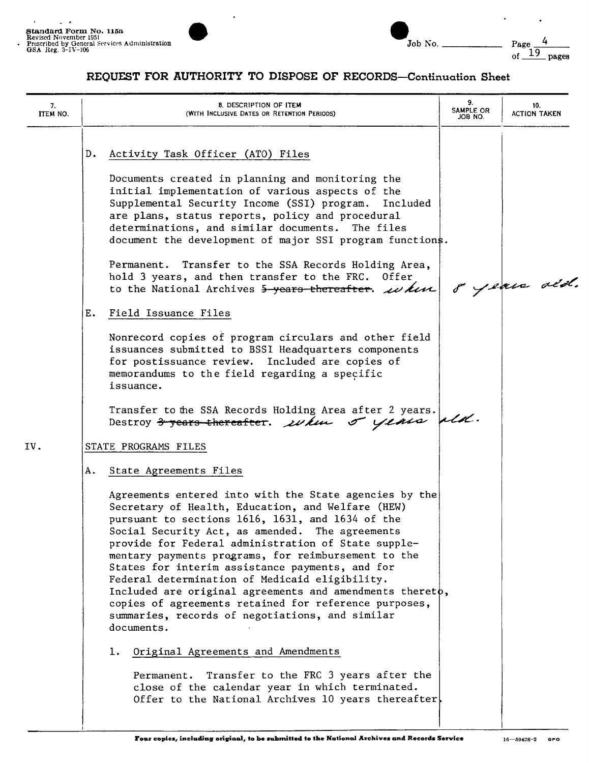## REQUEST FOR AUTHORITY TO DISPOSE OF RECORDS—Continuation Sheet

| 7. ITEM NO. | 8. DESCRIPTION OF ITEM (WITH INCLUSIVE DATES OR RETENTION PERIODS) | 9. SAMPLE OR JOB NO. | 10. ACTION TAKEN |
|---|---|---|---|

D. Activity Task Officer (ATO) Files

Documents created in planning and monitoring the initial implementation of various aspects of the Supplemental Security Income (SSI) program. Included are plans, status reports, policy and procedural determinations, and similar documents. The files document the development of major SSI program functions.

Permanent. Transfer to the SSA Records Holding Area, hold 3 years, and then transfer to the FRC. Offer to the National Archives ~~5 years thereafter~~. *when 8 years old.*

E. Field Issuance Files

Nonrecord copies of program circulars and other field issuances submitted to BSSI Headquarters components for postissuance review. Included are copies of memorandums to the field regarding a specific issuance.

Transfer to the SSA Records Holding Area after 2 years. Destroy ~~3 years thereafter~~. *when 5 years old.*

IV. STATE PROGRAMS FILES

A. State Agreements Files

Agreements entered into with the State agencies by the Secretary of Health, Education, and Welfare (HEW) pursuant to sections 1616, 1631, and 1634 of the Social Security Act, as amended. The agreements provide for Federal administration of State supplementary payments programs, for reimbursement to the States for interim assistance payments, and for Federal determination of Medicaid eligibility. Included are original agreements and amendments thereto, copies of agreements retained for reference purposes, summaries, records of negotiations, and similar documents.

1. Original Agreements and Amendments

Permanent. Transfer to the FRC 3 years after the close of the calendar year in which terminated. Offer to the National Archives 10 years thereafter.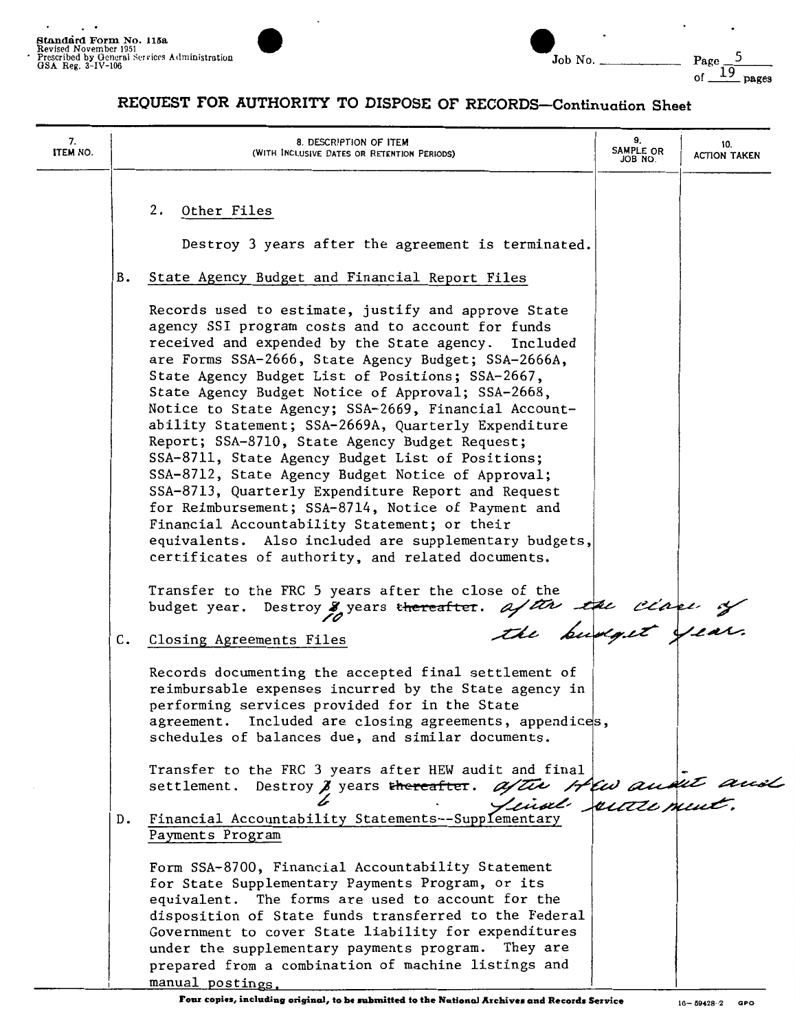## REQUEST FOR AUTHORITY TO DISPOSE OF RECORDS—Continuation Sheet

| 7. ITEM NO. | 8. DESCRIPTION OF ITEM (WITH INCLUSIVE DATES OR RETENTION PERIODS) | 9. SAMPLE OR JOB NO. | 10. ACTION TAKEN |
|---|---|---|---|
| | 2. Other Files<br><br>Destroy 3 years after the agreement is terminated.<br><br>B. State Agency Budget and Financial Report Files<br><br>Records used to estimate, justify and approve State agency SSI program costs and to account for funds received and expended by the State agency. Included are Forms SSA-2666, State Agency Budget; SSA-2666A, State Agency Budget List of Positions; SSA-2667, State Agency Budget Notice of Approval; SSA-2668, Notice to State Agency; SSA-2669, Financial Accountability Statement; SSA-2669A, Quarterly Expenditure Report; SSA-8710, State Agency Budget Request; SSA-8711, State Agency Budget List of Positions; SSA-8712, State Agency Budget Notice of Approval; SSA-8713, Quarterly Expenditure Report and Request for Reimbursement; SSA-8714, Notice of Payment and Financial Accountability Statement; or their equivalents. Also included are supplementary budgets, certificates of authority, and related documents.<br><br>Transfer to the FRC 5 years after the close of the budget year. Destroy ~~5~~ 10 years ~~thereafter~~. after the close of the budget year.<br><br>C. Closing Agreements Files<br><br>Records documenting the accepted final settlement of reimbursable expenses incurred by the State agency in performing services provided for in the State agreement. Included are closing agreements, appendices, schedules of balances due, and similar documents.<br><br>Transfer to the FRC 3 years after HEW audit and final settlement. Destroy ~~3~~ 6 years ~~thereafter~~. after HEW audit and final settlement.<br><br>D. Financial Accountability Statements--Supplementary Payments Program<br><br>Form SSA-8700, Financial Accountability Statement for State Supplementary Payments Program, or its equivalent. The forms are used to account for the disposition of State funds transferred to the Federal Government to cover State liability for expenditures under the supplementary payments program. They are prepared from a combination of machine listings and manual postings. | | |

Four copies, including original, to be submitted to the National Archives and Records Service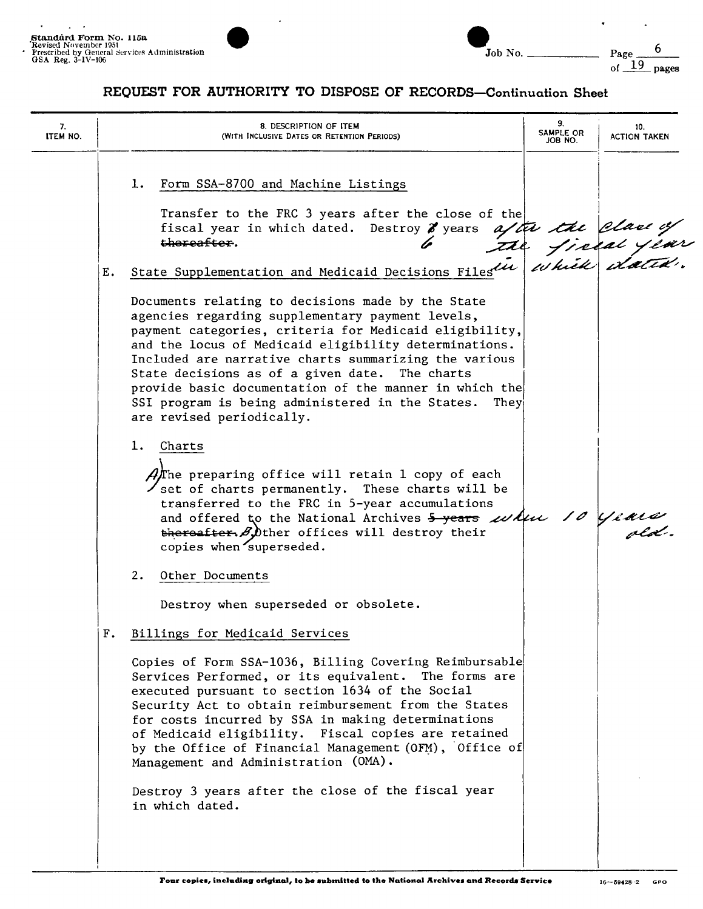## REQUEST FOR AUTHORITY TO DISPOSE OF RECORDS—Continuation Sheet

| 7. ITEM NO. | 8. DESCRIPTION OF ITEM (WITH INCLUSIVE DATES OR RETENTION PERIODS) | 9. SAMPLE OR JOB NO. | 10. ACTION TAKEN |
|---|---|---|---|

1. Form SSA-8700 and Machine Listings

   Transfer to the FRC 3 years after the close of the fiscal year in which dated. Destroy ~~8~~ 6 years ~~thereafter~~ after the close of the fiscal year in which dated.

E. State Supplementation and Medicaid Decisions Files

Documents relating to decisions made by the State agencies regarding supplementary payment levels, payment categories, criteria for Medicaid eligibility, and the locus of Medicaid eligibility determinations. Included are narrative charts summarizing the various State decisions as of a given date. The charts provide basic documentation of the manner in which the SSI program is being administered in the States. They are revised periodically.

1. Charts

   A) The preparing office will retain 1 copy of each set of charts permanently. These charts will be transferred to the FRC in 5-year accumulations and offered to the National Archives ~~5 years thereafter~~ when 10 years old. B) Other offices will destroy their copies when superseded.

2. Other Documents

   Destroy when superseded or obsolete.

F. Billings for Medicaid Services

Copies of Form SSA-1036, Billing Covering Reimbursable Services Performed, or its equivalent. The forms are executed pursuant to section 1634 of the Social Security Act to obtain reimbursement from the States for costs incurred by SSA in making determinations of Medicaid eligibility. Fiscal copies are retained by the Office of Financial Management (OFM), Office of Management and Administration (OMA).

Destroy 3 years after the close of the fiscal year in which dated.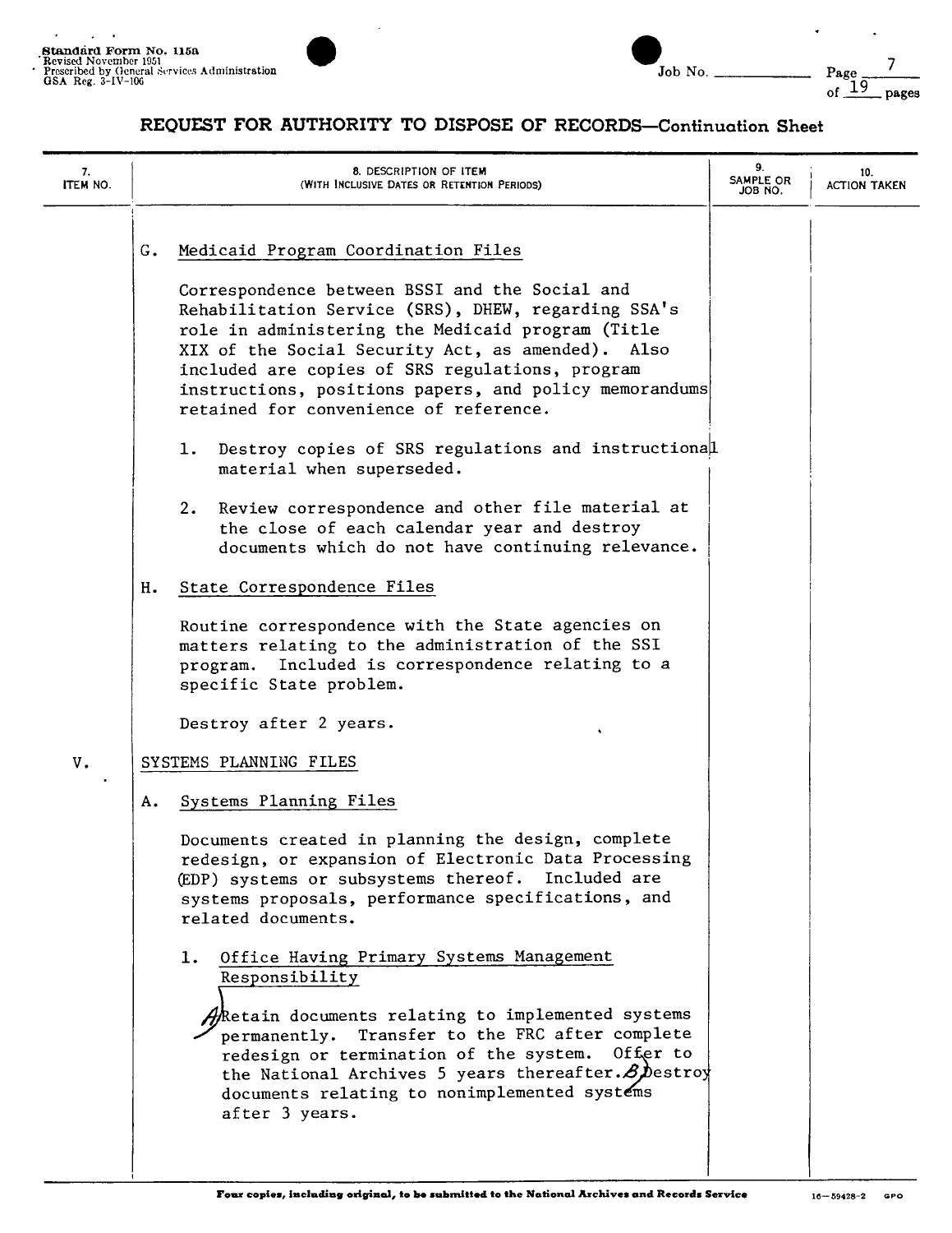Standard Form No. 115a
Revised November 1951
Prescribed by General Services Administration
GSA Reg. 3-IV-106

Job No. ____________

## REQUEST FOR AUTHORITY TO DISPOSE OF RECORDS—Continuation Sheet

| 7. ITEM NO. | 8. DESCRIPTION OF ITEM (WITH INCLUSIVE DATES OR RETENTION PERIODS) | 9. SAMPLE OR JOB NO. | 10. ACTION TAKEN |
|---|---|---|---|

G. Medicaid Program Coordination Files

Correspondence between BSSI and the Social and Rehabilitation Service (SRS), DHEW, regarding SSA's role in administering the Medicaid program (Title XIX of the Social Security Act, as amended). Also included are copies of SRS regulations, program instructions, positions papers, and policy memorandums retained for convenience of reference.

1. Destroy copies of SRS regulations and instructional material when superseded.

2. Review correspondence and other file material at the close of each calendar year and destroy documents which do not have continuing relevance.

H. State Correspondence Files

Routine correspondence with the State agencies on matters relating to the administration of the SSI program. Included is correspondence relating to a specific State problem.

Destroy after 2 years.

V. SYSTEMS PLANNING FILES

A. Systems Planning Files

Documents created in planning the design, complete redesign, or expansion of Electronic Data Processing (EDP) systems or subsystems thereof. Included are systems proposals, performance specifications, and related documents.

1. Office Having Primary Systems Management Responsibility

A) Retain documents relating to implemented systems permanently. Transfer to the FRC after complete redesign or termination of the system. Offer to the National Archives 5 years thereafter. B) Destroy documents relating to nonimplemented systems after 3 years.

Four copies, including original, to be submitted to the National Archives and Records Service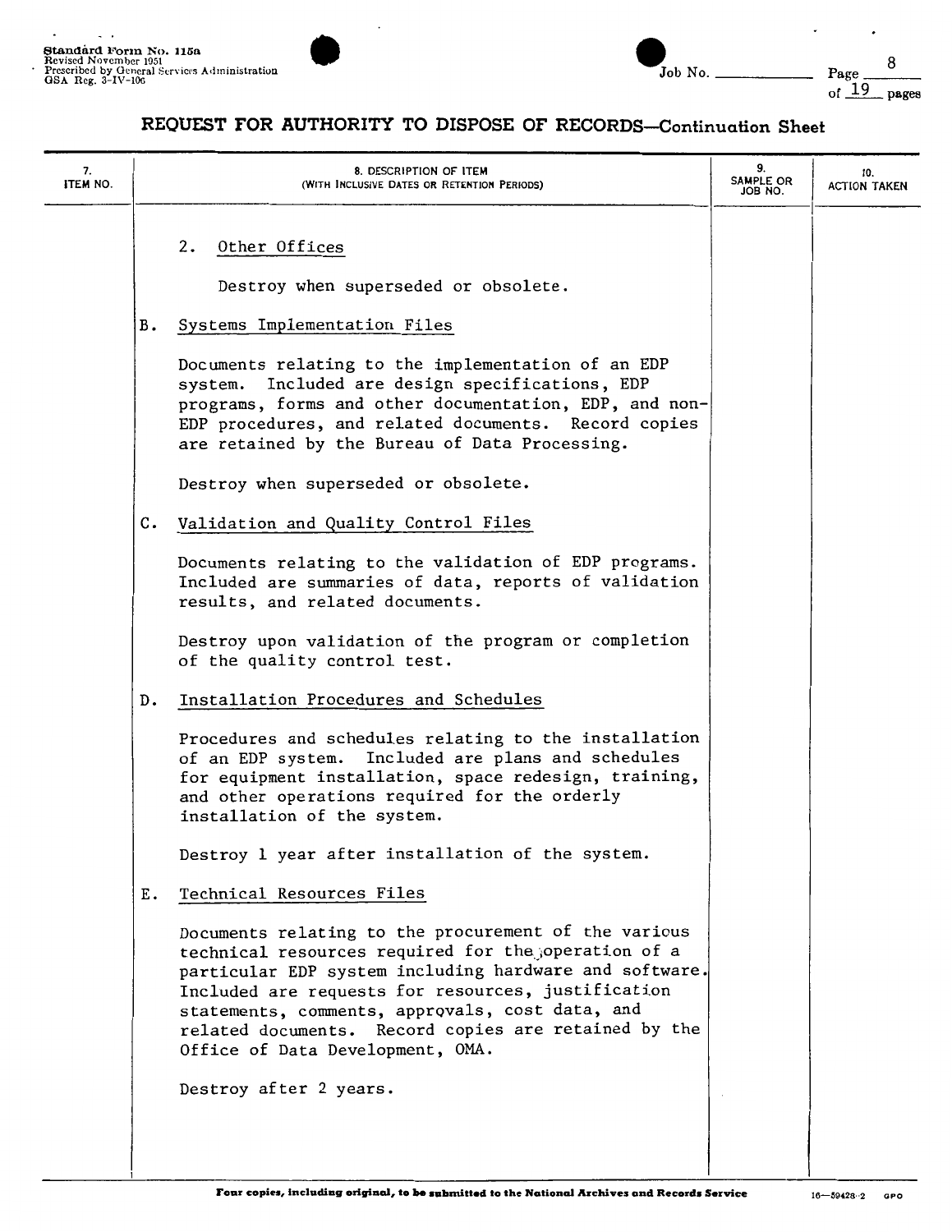# REQUEST FOR AUTHORITY TO DISPOSE OF RECORDS—Continuation Sheet

| 7. ITEM NO. | 8. DESCRIPTION OF ITEM (WITH INCLUSIVE DATES OR RETENTION PERIODS) | 9. SAMPLE OR JOB NO. | 10. ACTION TAKEN |
|---|---|---|---|

2. Other Offices

Destroy when superseded or obsolete.

B. Systems Implementation Files

Documents relating to the implementation of an EDP system. Included are design specifications, EDP programs, forms and other documentation, EDP, and non-EDP procedures, and related documents. Record copies are retained by the Bureau of Data Processing.

Destroy when superseded or obsolete.

C. Validation and Quality Control Files

Documents relating to the validation of EDP programs. Included are summaries of data, reports of validation results, and related documents.

Destroy upon validation of the program or completion of the quality control test.

D. Installation Procedures and Schedules

Procedures and schedules relating to the installation of an EDP system. Included are plans and schedules for equipment installation, space redesign, training, and other operations required for the orderly installation of the system.

Destroy 1 year after installation of the system.

E. Technical Resources Files

Documents relating to the procurement of the various technical resources required for the operation of a particular EDP system including hardware and software. Included are requests for resources, justification statements, comments, approvals, cost data, and related documents. Record copies are retained by the Office of Data Development, OMA.

Destroy after 2 years.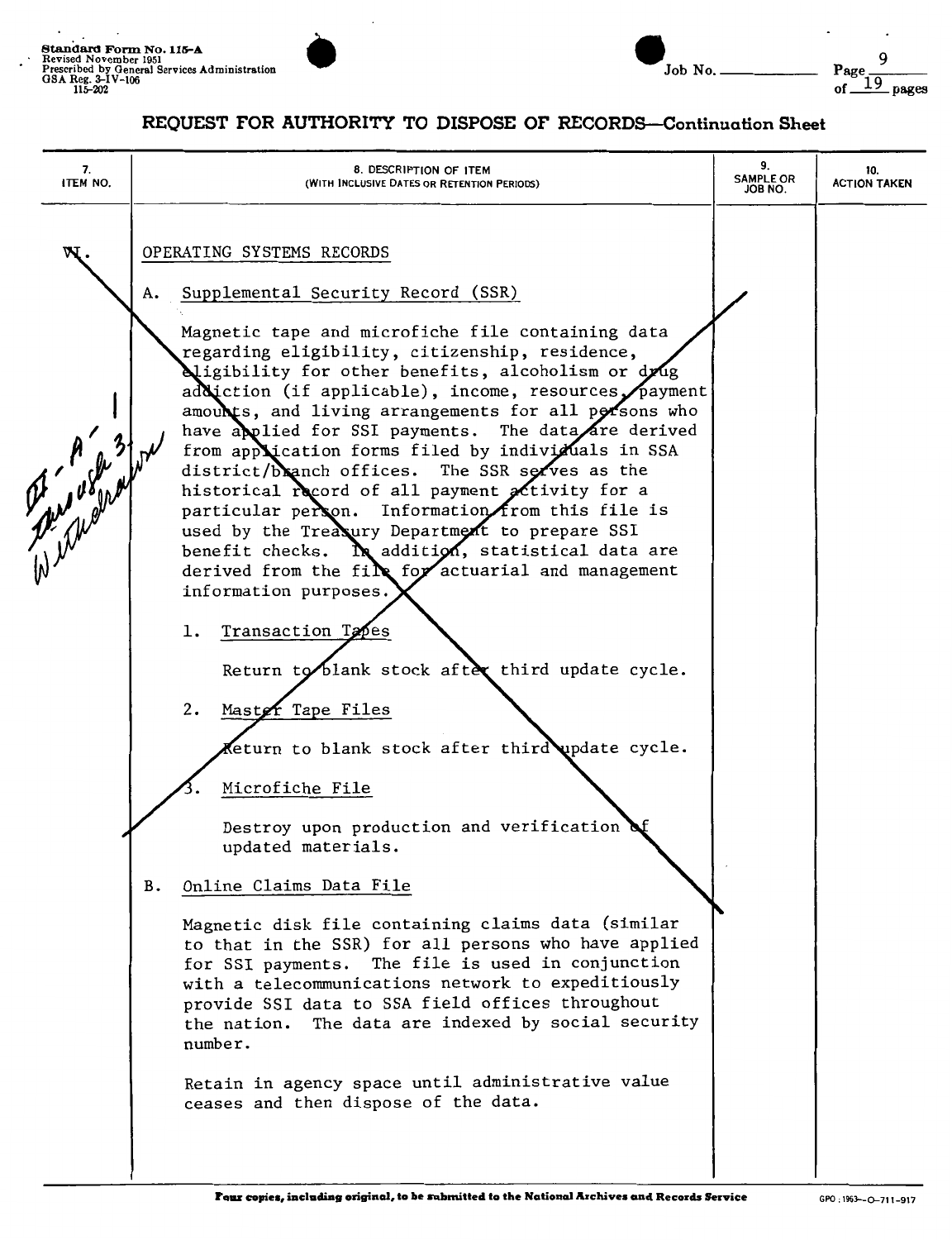Standard Form No. 115-A
Revised November 1951
Prescribed by General Services Administration
GSA Reg. 3-IV-106
115-202

Job No. ______

## REQUEST FOR AUTHORITY TO DISPOSE OF RECORDS—Continuation Sheet

| 7. ITEM NO. | 8. DESCRIPTION OF ITEM (WITH INCLUSIVE DATES OR RETENTION PERIODS) | 9. SAMPLE OR JOB NO. | 10. ACTION TAKEN |
|---|---|---|---|

VI. OPERATING SYSTEMS RECORDS

*VI-A-1 through 3 Withdrawn*

A. Supplemental Security Record (SSR)

Magnetic tape and microfiche file containing data regarding eligibility, citizenship, residence, eligibility for other benefits, alcoholism or drug addiction (if applicable), income, resources, payment amounts, and living arrangements for all persons who have applied for SSI payments. The data are derived from application forms filed by individuals in SSA district/branch offices. The SSR serves as the historical record of all payment activity for a particular person. Information from this file is used by the Treasury Department to prepare SSI benefit checks. In addition, statistical data are derived from the file for actuarial and management information purposes.

1. Transaction Tapes

   Return to blank stock after third update cycle.

2. Master Tape Files

   Return to blank stock after third update cycle.

3. Microfiche File

   Destroy upon production and verification of updated materials.

B. Online Claims Data File

Magnetic disk file containing claims data (similar to that in the SSR) for all persons who have applied for SSI payments. The file is used in conjunction with a telecommunications network to expeditiously provide SSI data to SSA field offices throughout the nation. The data are indexed by social security number.

Retain in agency space until administrative value ceases and then dispose of the data.

Four copies, including original, to be submitted to the National Archives and Records Service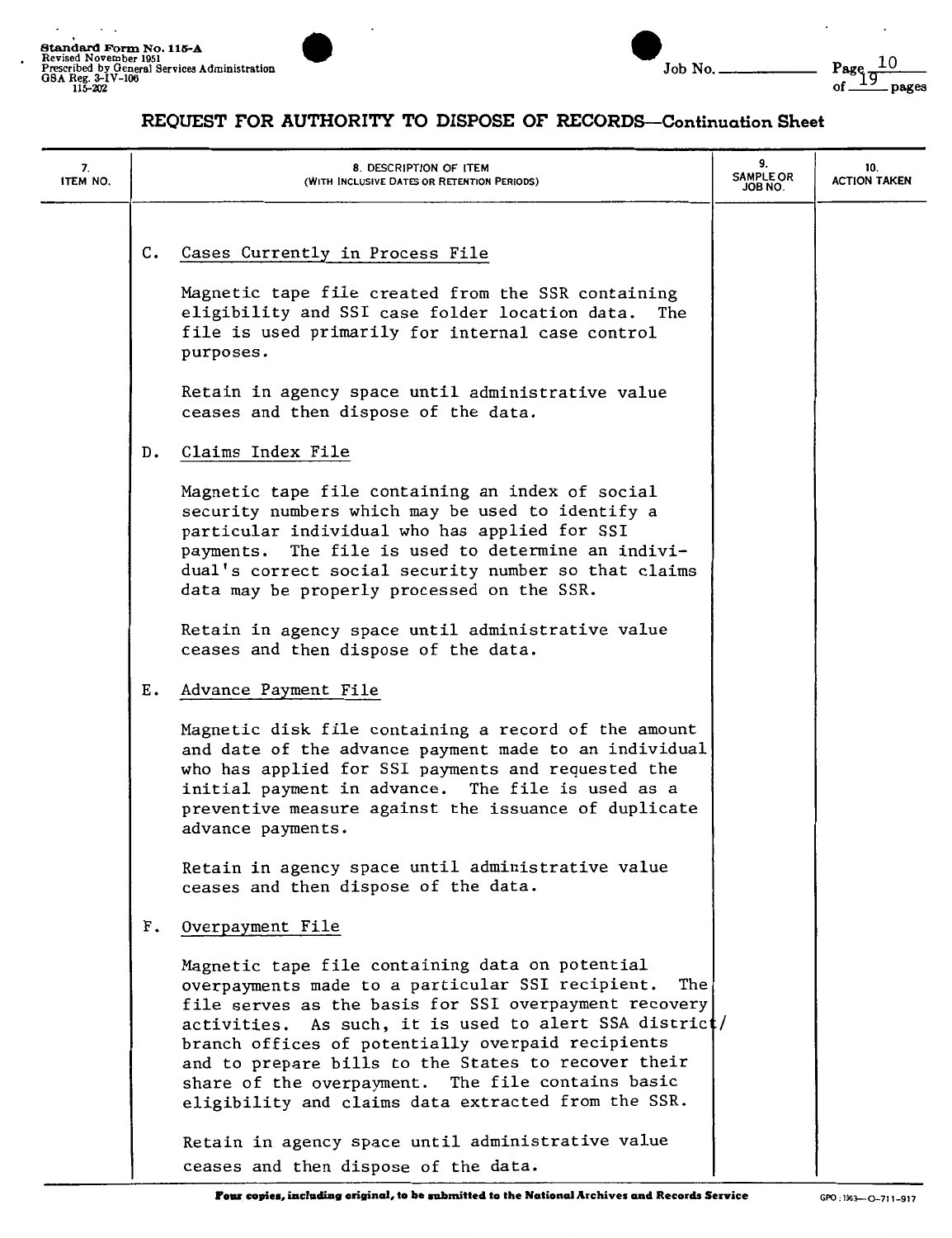# REQUEST FOR AUTHORITY TO DISPOSE OF RECORDS—Continuation Sheet

| 7. ITEM NO. | 8. DESCRIPTION OF ITEM (WITH INCLUSIVE DATES OR RETENTION PERIODS) | 9. SAMPLE OR JOB NO. | 10. ACTION TAKEN |
|---|---|---|---|

C. Cases Currently in Process File

Magnetic tape file created from the SSR containing eligibility and SSI case folder location data. The file is used primarily for internal case control purposes.

Retain in agency space until administrative value ceases and then dispose of the data.

D. Claims Index File

Magnetic tape file containing an index of social security numbers which may be used to identify a particular individual who has applied for SSI payments. The file is used to determine an individual's correct social security number so that claims data may be properly processed on the SSR.

Retain in agency space until administrative value ceases and then dispose of the data.

E. Advance Payment File

Magnetic disk file containing a record of the amount and date of the advance payment made to an individual who has applied for SSI payments and requested the initial payment in advance. The file is used as a preventive measure against the issuance of duplicate advance payments.

Retain in agency space until administrative value ceases and then dispose of the data.

F. Overpayment File

Magnetic tape file containing data on potential overpayments made to a particular SSI recipient. The file serves as the basis for SSI overpayment recovery activities. As such, it is used to alert SSA district/branch offices of potentially overpaid recipients and to prepare bills to the States to recover their share of the overpayment. The file contains basic eligibility and claims data extracted from the SSR.

Retain in agency space until administrative value ceases and then dispose of the data.

Four copies, including original, to be submitted to the National Archives and Records Service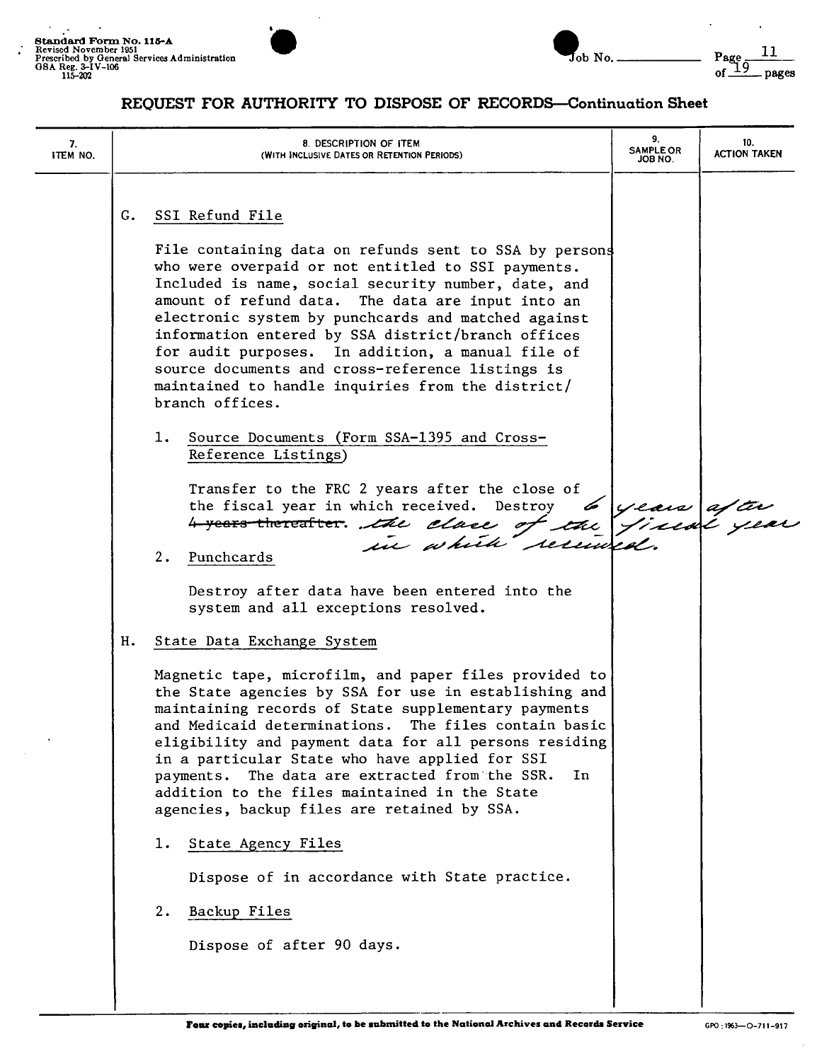## REQUEST FOR AUTHORITY TO DISPOSE OF RECORDS—Continuation Sheet

| 7. ITEM NO. | 8. DESCRIPTION OF ITEM (WITH INCLUSIVE DATES OR RETENTION PERIODS) | 9. SAMPLE OR JOB NO. | 10. ACTION TAKEN |
|---|---|---|---|

G. SSI Refund File

File containing data on refunds sent to SSA by persons who were overpaid or not entitled to SSI payments. Included is name, social security number, date, and amount of refund data. The data are input into an electronic system by punchcards and matched against information entered by SSA district/branch offices for audit purposes. In addition, a manual file of source documents and cross-reference listings is maintained to handle inquiries from the district/branch offices.

1. Source Documents (Form SSA-1395 and Cross-Reference Listings)

   Transfer to the FRC 2 years after the close of the fiscal year in which received. Destroy ~~4 years thereafter.~~ 6 years after the close of the fiscal year in which received.

2. Punchcards

   Destroy after data have been entered into the system and all exceptions resolved.

H. State Data Exchange System

Magnetic tape, microfilm, and paper files provided to the State agencies by SSA for use in establishing and maintaining records of State supplementary payments and Medicaid determinations. The files contain basic eligibility and payment data for all persons residing in a particular State who have applied for SSI payments. The data are extracted from the SSR. In addition to the files maintained in the State agencies, backup files are retained by SSA.

1. State Agency Files

   Dispose of in accordance with State practice.

2. Backup Files

   Dispose of after 90 days.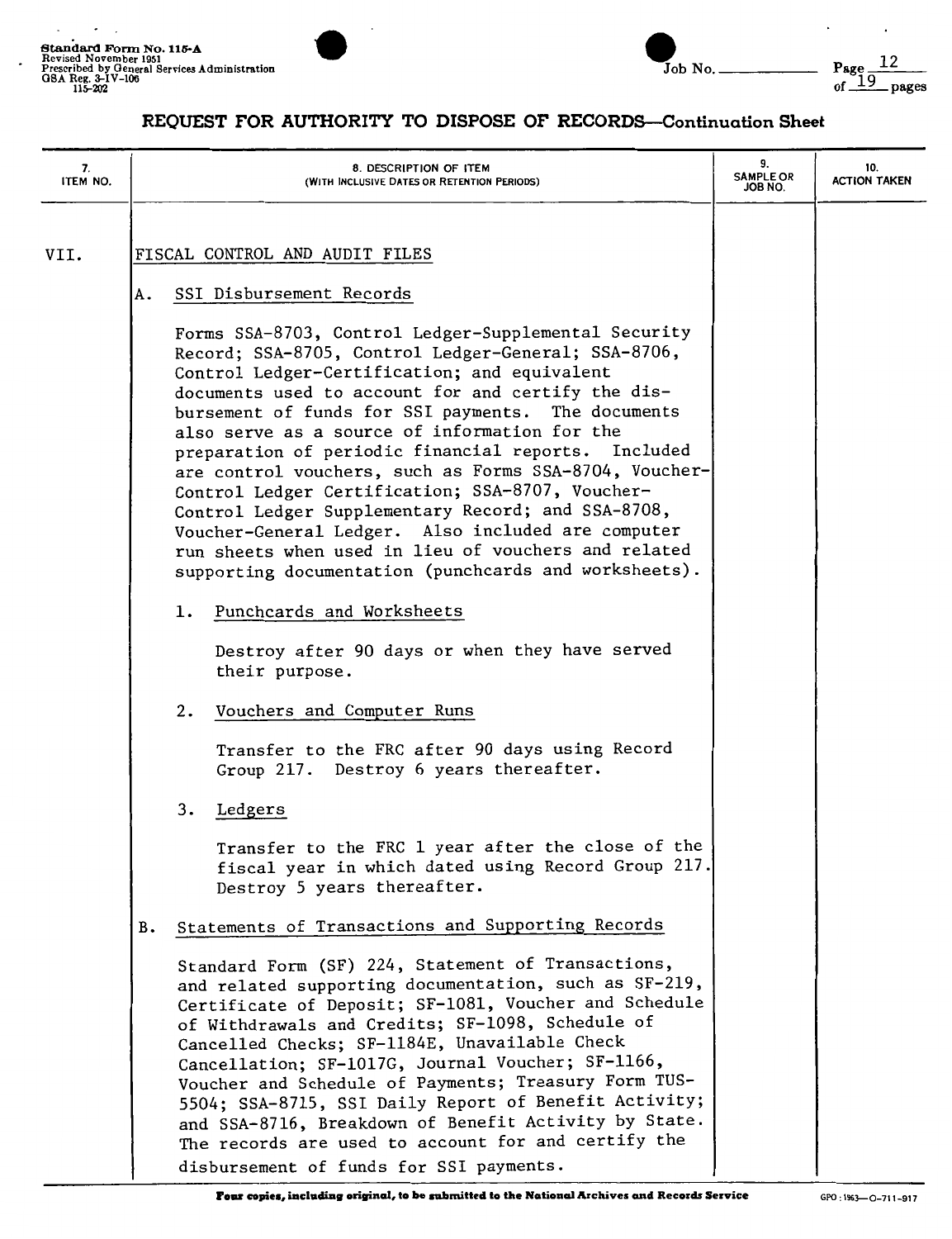**REQUEST FOR AUTHORITY TO DISPOSE OF RECORDS—Continuation Sheet**

| 7. ITEM NO. | 8. DESCRIPTION OF ITEM (WITH INCLUSIVE DATES OR RETENTION PERIODS) | 9. SAMPLE OR JOB NO. | 10. ACTION TAKEN |
|---|---|---|---|

VII. FISCAL CONTROL AND AUDIT FILES

A. SSI Disbursement Records

Forms SSA-8703, Control Ledger-Supplemental Security Record; SSA-8705, Control Ledger-General; SSA-8706, Control Ledger-Certification; and equivalent documents used to account for and certify the disbursement of funds for SSI payments. The documents also serve as a source of information for the preparation of periodic financial reports. Included are control vouchers, such as Forms SSA-8704, Voucher-Control Ledger Certification; SSA-8707, Voucher-Control Ledger Supplementary Record; and SSA-8708, Voucher-General Ledger. Also included are computer run sheets when used in lieu of vouchers and related supporting documentation (punchcards and worksheets).

1. Punchcards and Worksheets

   Destroy after 90 days or when they have served their purpose.

2. Vouchers and Computer Runs

   Transfer to the FRC after 90 days using Record Group 217. Destroy 6 years thereafter.

3. Ledgers

   Transfer to the FRC 1 year after the close of the fiscal year in which dated using Record Group 217. Destroy 5 years thereafter.

B. Statements of Transactions and Supporting Records

Standard Form (SF) 224, Statement of Transactions, and related supporting documentation, such as SF-219, Certificate of Deposit; SF-1081, Voucher and Schedule of Withdrawals and Credits; SF-1098, Schedule of Cancelled Checks; SF-1184E, Unavailable Check Cancellation; SF-1017G, Journal Voucher; SF-1166, Voucher and Schedule of Payments; Treasury Form TUS-5504; SSA-8715, SSI Daily Report of Benefit Activity; and SSA-8716, Breakdown of Benefit Activity by State. The records are used to account for and certify the disbursement of funds for SSI payments.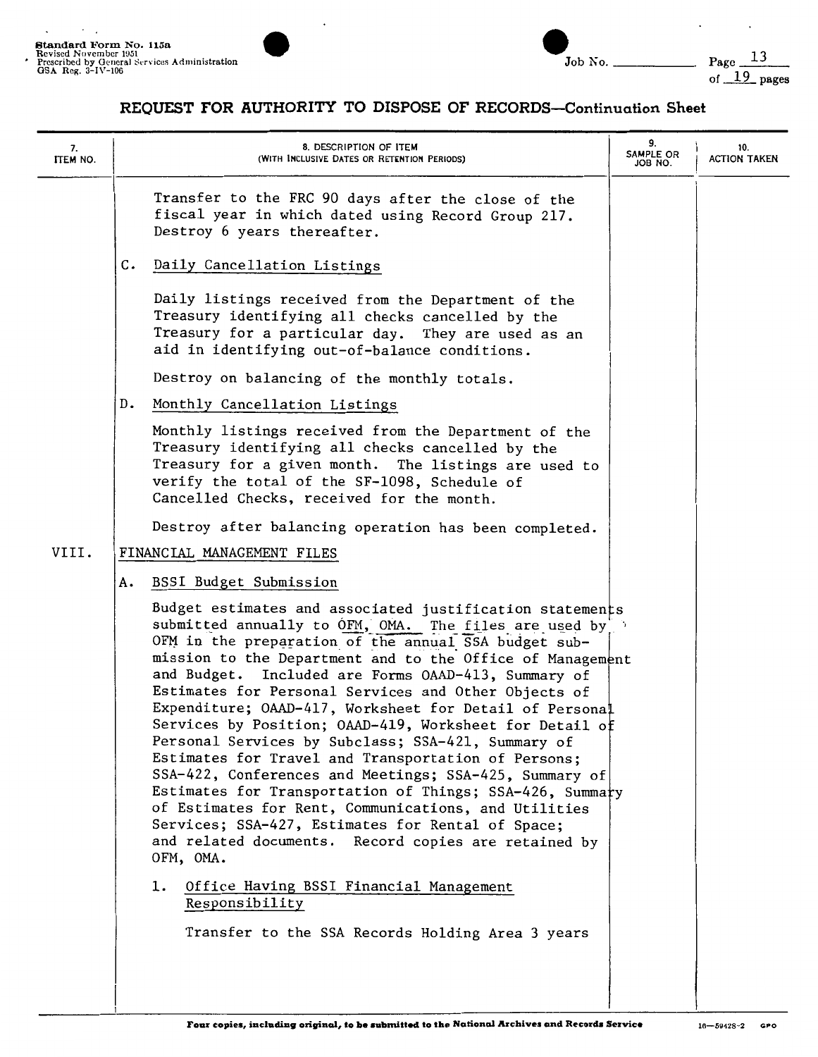**Standard Form No. 115a**
Revised November 1951
Prescribed by General Services Administration
GSA Reg. 3-IV-106

Job No. ______ Page 13 of 19 pages

## REQUEST FOR AUTHORITY TO DISPOSE OF RECORDS—Continuation Sheet

| 7. ITEM NO. | 8. DESCRIPTION OF ITEM (WITH INCLUSIVE DATES OR RETENTION PERIODS) | 9. SAMPLE OR JOB NO. | 10. ACTION TAKEN |
|---|---|---|---|
| | Transfer to the FRC 90 days after the close of the fiscal year in which dated using Record Group 217. Destroy 6 years thereafter. | | |
| | C. Daily Cancellation Listings<br><br>Daily listings received from the Department of the Treasury identifying all checks cancelled by the Treasury for a particular day. They are used as an aid in identifying out-of-balance conditions.<br><br>Destroy on balancing of the monthly totals. | | |
| | D. Monthly Cancellation Listings<br><br>Monthly listings received from the Department of the Treasury identifying all checks cancelled by the Treasury for a given month. The listings are used to verify the total of the SF-1098, Schedule of Cancelled Checks, received for the month.<br><br>Destroy after balancing operation has been completed. | | |
| VIII. | FINANCIAL MANAGEMENT FILES | | |
| | A. BSSI Budget Submission<br><br>Budget estimates and associated justification statements submitted annually to OFM, OMA. The files are used by OFM in the preparation of the annual SSA budget submission to the Department and to the Office of Management and Budget. Included are Forms OAAD-413, Summary of Estimates for Personal Services and Other Objects of Expenditure; OAAD-417, Worksheet for Detail of Personal Services by Position; OAAD-419, Worksheet for Detail of Personal Services by Subclass; SSA-421, Summary of Estimates for Travel and Transportation of Persons; SSA-422, Conferences and Meetings; SSA-425, Summary of Estimates for Transportation of Things; SSA-426, Summary of Estimates for Rent, Communications, and Utilities Services; SSA-427, Estimates for Rental of Space; and related documents. Record copies are retained by OFM, OMA. | | |
| | 1. Office Having BSSI Financial Management Responsibility<br><br>Transfer to the SSA Records Holding Area 3 years | | |

Four copies, including original, to be submitted to the National Archives and Records Service

16—59428-2 GPO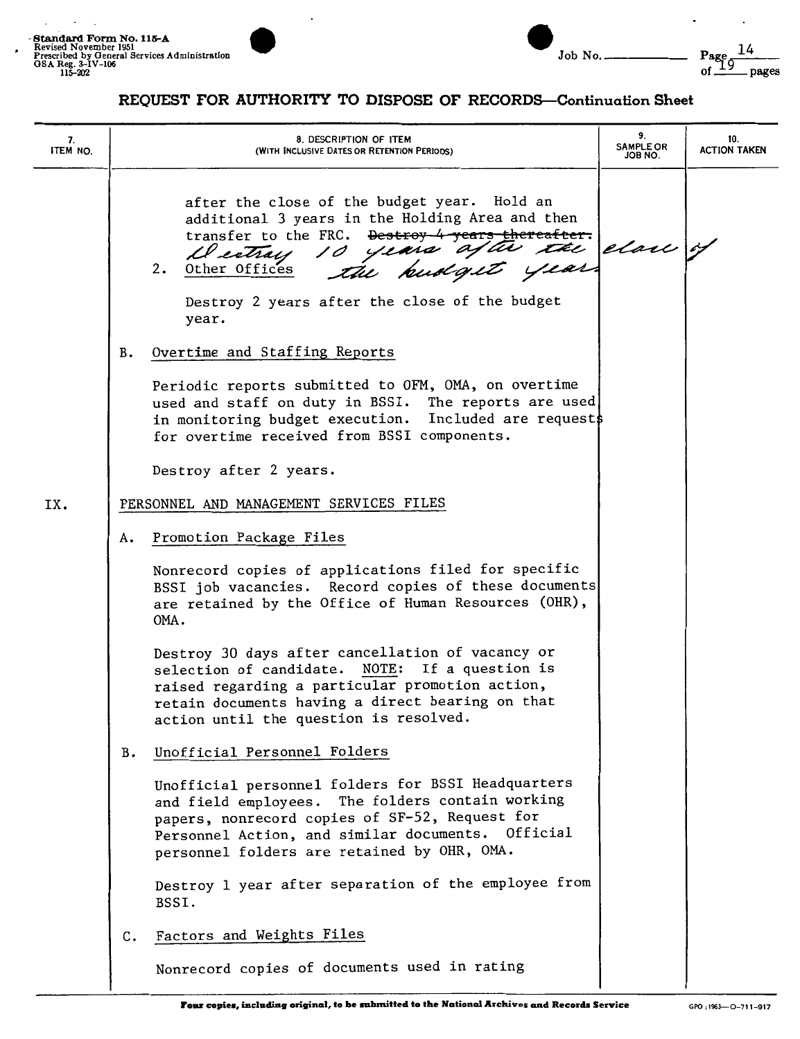## REQUEST FOR AUTHORITY TO DISPOSE OF RECORDS—Continuation Sheet

| 7. ITEM NO. | 8. DESCRIPTION OF ITEM (WITH INCLUSIVE DATES OR RETENTION PERIODS) | 9. SAMPLE OR JOB NO. | 10. ACTION TAKEN |
|---|---|---|---|

after the close of the budget year. Hold an additional 3 years in the Holding Area and then transfer to the FRC. ~~Destroy 4 years thereafter.~~ *Destroy 10 years after the close of the budget year.*

2. Other Offices

Destroy 2 years after the close of the budget year.

B. Overtime and Staffing Reports

Periodic reports submitted to OFM, OMA, on overtime used and staff on duty in BSSI. The reports are used in monitoring budget execution. Included are requests for overtime received from BSSI components.

Destroy after 2 years.

IX. PERSONNEL AND MANAGEMENT SERVICES FILES

A. Promotion Package Files

Nonrecord copies of applications filed for specific BSSI job vacancies. Record copies of these documents are retained by the Office of Human Resources (OHR), OMA.

Destroy 30 days after cancellation of vacancy or selection of candidate. NOTE: If a question is raised regarding a particular promotion action, retain documents having a direct bearing on that action until the question is resolved.

B. Unofficial Personnel Folders

Unofficial personnel folders for BSSI Headquarters and field employees. The folders contain working papers, nonrecord copies of SF-52, Request for Personnel Action, and similar documents. Official personnel folders are retained by OHR, OMA.

Destroy 1 year after separation of the employee from BSSI.

C. Factors and Weights Files

Nonrecord copies of documents used in rating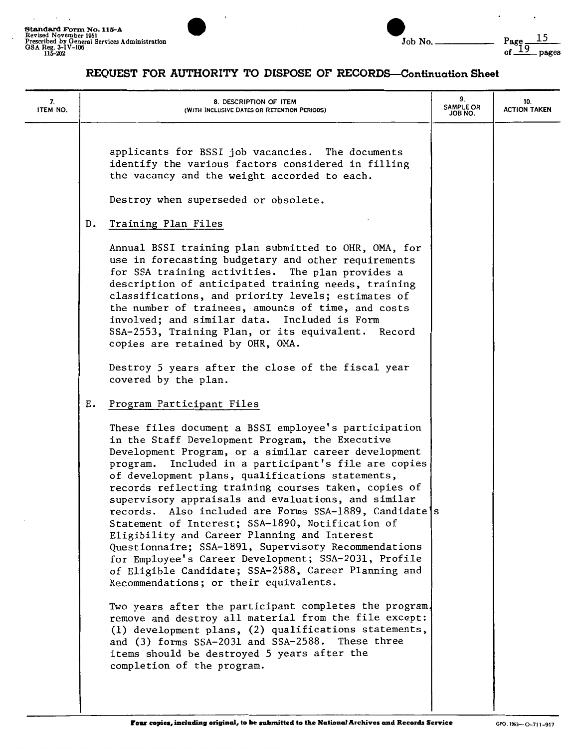Standard Form No. 115-A
Revised November 1951
Prescribed by General Services Administration
GSA Reg. 3-IV-106
115-202

Job No. ______ Page 15 of 19 pages

## REQUEST FOR AUTHORITY TO DISPOSE OF RECORDS—Continuation Sheet

| 7. ITEM NO. | 8. DESCRIPTION OF ITEM (WITH INCLUSIVE DATES OR RETENTION PERIODS) | 9. SAMPLE OR JOB NO. | 10. ACTION TAKEN |
|---|---|---|---|

applicants for BSSI job vacancies. The documents identify the various factors considered in filling the vacancy and the weight accorded to each.

Destroy when superseded or obsolete.

D. Training Plan Files

Annual BSSI training plan submitted to OHR, OMA, for use in forecasting budgetary and other requirements for SSA training activities. The plan provides a description of anticipated training needs, training classifications, and priority levels; estimates of the number of trainees, amounts of time, and costs involved; and similar data. Included is Form SSA-2553, Training Plan, or its equivalent. Record copies are retained by OHR, OMA.

Destroy 5 years after the close of the fiscal year covered by the plan.

E. Program Participant Files

These files document a BSSI employee's participation in the Staff Development Program, the Executive Development Program, or a similar career development program. Included in a participant's file are copies of development plans, qualifications statements, records reflecting training courses taken, copies of supervisory appraisals and evaluations, and similar records. Also included are Forms SSA-1889, Candidate's Statement of Interest; SSA-1890, Notification of Eligibility and Career Planning and Interest Questionnaire; SSA-1891, Supervisory Recommendations for Employee's Career Development; SSA-2031, Profile of Eligible Candidate; SSA-2588, Career Planning and Recommendations; or their equivalents.

Two years after the participant completes the program, remove and destroy all material from the file except: (1) development plans, (2) qualifications statements, and (3) forms SSA-2031 and SSA-2588. These three items should be destroyed 5 years after the completion of the program.

**Four copies, including original, to be submitted to the National Archives and Records Service**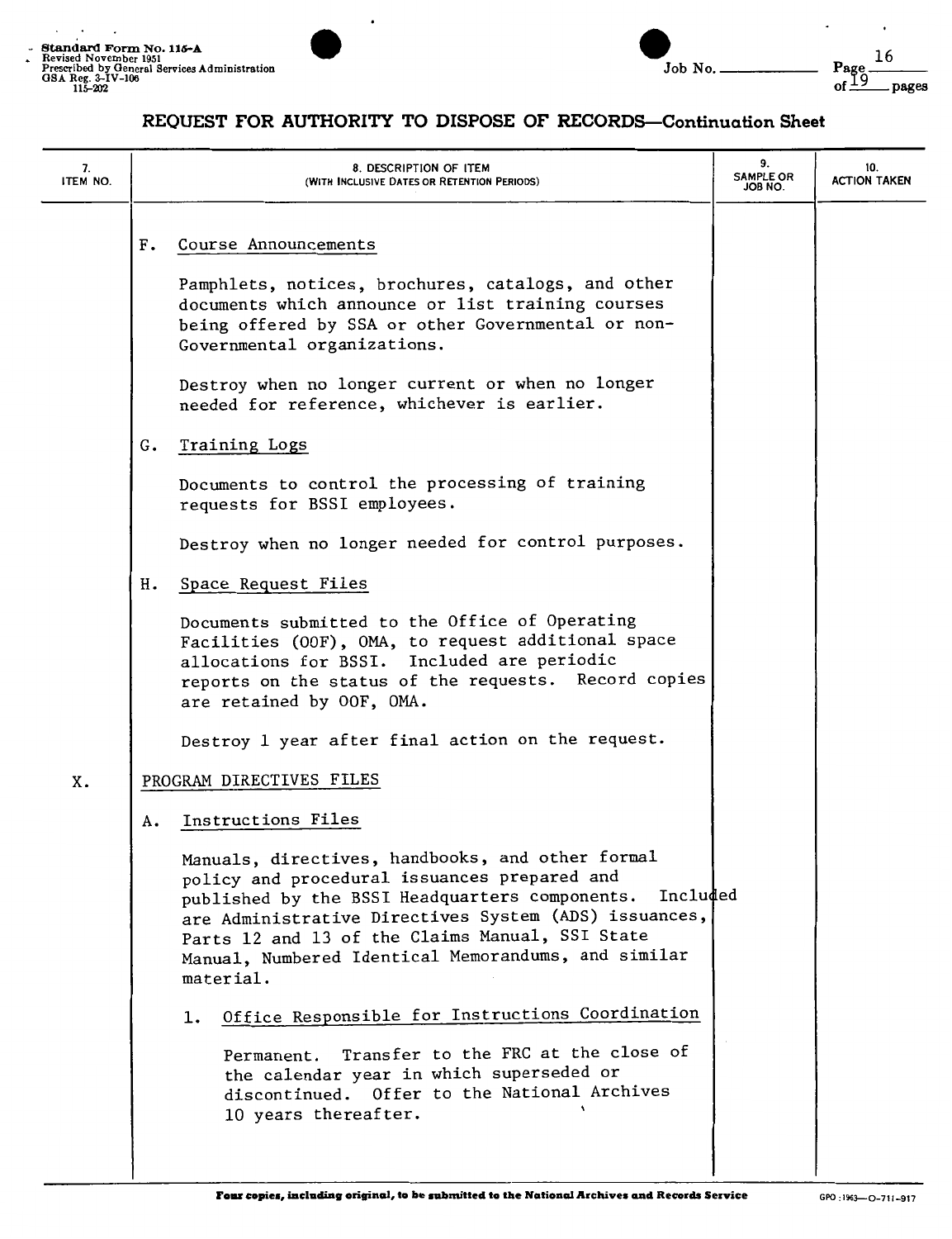Standard Form No. 115-A
Revised November 1951
Prescribed by General Services Administration
GSA Reg. 3-IV-106
115-202

Job No. ______

## REQUEST FOR AUTHORITY TO DISPOSE OF RECORDS—Continuation Sheet

| 7. ITEM NO. | 8. DESCRIPTION OF ITEM (WITH INCLUSIVE DATES OR RETENTION PERIODS) | 9. SAMPLE OR JOB NO. | 10. ACTION TAKEN |
|---|---|---|---|

F. Course Announcements

Pamphlets, notices, brochures, catalogs, and other documents which announce or list training courses being offered by SSA or other Governmental or non-Governmental organizations.

Destroy when no longer current or when no longer needed for reference, whichever is earlier.

G. Training Logs

Documents to control the processing of training requests for BSSI employees.

Destroy when no longer needed for control purposes.

H. Space Request Files

Documents submitted to the Office of Operating Facilities (OOF), OMA, to request additional space allocations for BSSI. Included are periodic reports on the status of the requests. Record copies are retained by OOF, OMA.

Destroy 1 year after final action on the request.

X. PROGRAM DIRECTIVES FILES

A. Instructions Files

Manuals, directives, handbooks, and other formal policy and procedural issuances prepared and published by the BSSI Headquarters components. Included are Administrative Directives System (ADS) issuances, Parts 12 and 13 of the Claims Manual, SSI State Manual, Numbered Identical Memorandums, and similar material.

1. Office Responsible for Instructions Coordination

Permanent. Transfer to the FRC at the close of the calendar year in which superseded or discontinued. Offer to the National Archives 10 years thereafter.

Four copies, including original, to be submitted to the National Archives and Records Service

GPO : 1963—O-711-917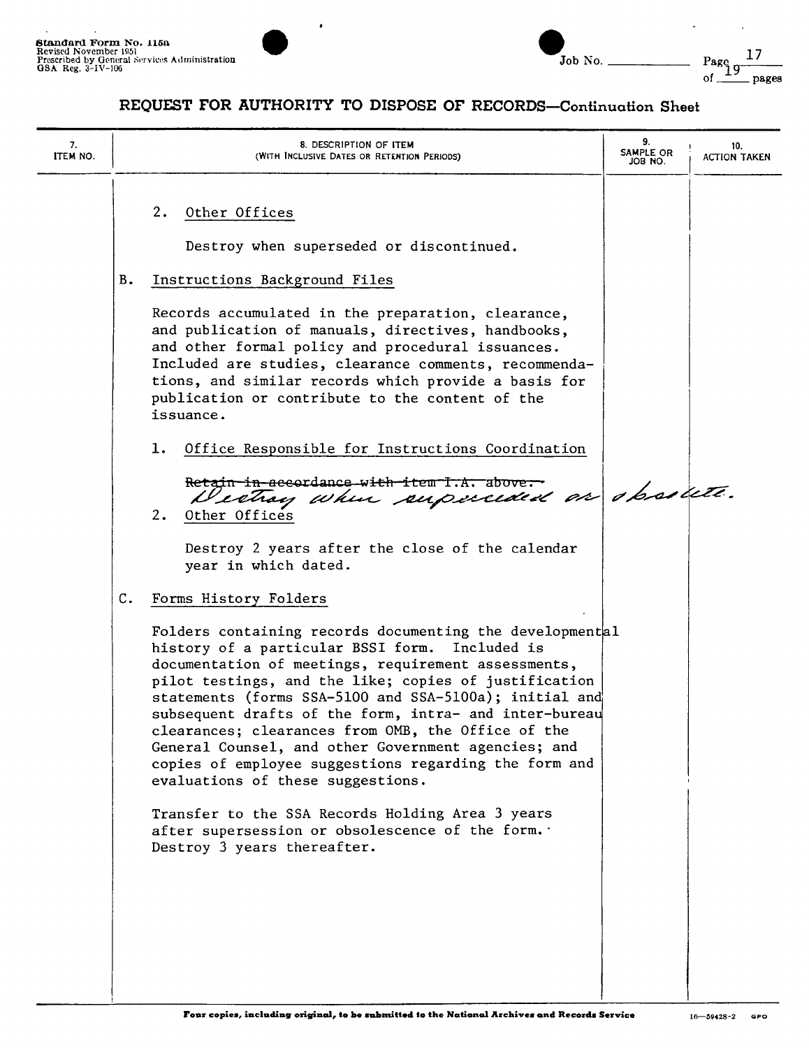## REQUEST FOR AUTHORITY TO DISPOSE OF RECORDS—Continuation Sheet

| 7. ITEM NO. | 8. DESCRIPTION OF ITEM (WITH INCLUSIVE DATES OR RETENTION PERIODS) | 9. SAMPLE OR JOB NO. | 10. ACTION TAKEN |
|---|---|---|---|

2. Other Offices

   Destroy when superseded or discontinued.

B. Instructions Background Files

   Records accumulated in the preparation, clearance, and publication of manuals, directives, handbooks, and other formal policy and procedural issuances. Included are studies, clearance comments, recommendations, and similar records which provide a basis for publication or contribute to the content of the issuance.

   1. Office Responsible for Instructions Coordination

      ~~Retain in accordance with item I.A. above.~~
      *Destroy when superseded or obsolete.*

   2. Other Offices

      Destroy 2 years after the close of the calendar year in which dated.

C. Forms History Folders

   Folders containing records documenting the developmental history of a particular BSSI form. Included is documentation of meetings, requirement assessments, pilot testings, and the like; copies of justification statements (forms SSA-5100 and SSA-5100a); initial and subsequent drafts of the form, intra- and inter-bureau clearances; clearances from OMB, the Office of the General Counsel, and other Government agencies; and copies of employee suggestions regarding the form and evaluations of these suggestions.

   Transfer to the SSA Records Holding Area 3 years after supersession or obsolescence of the form. Destroy 3 years thereafter.

Four copies, including original, to be submitted to the National Archives and Records Service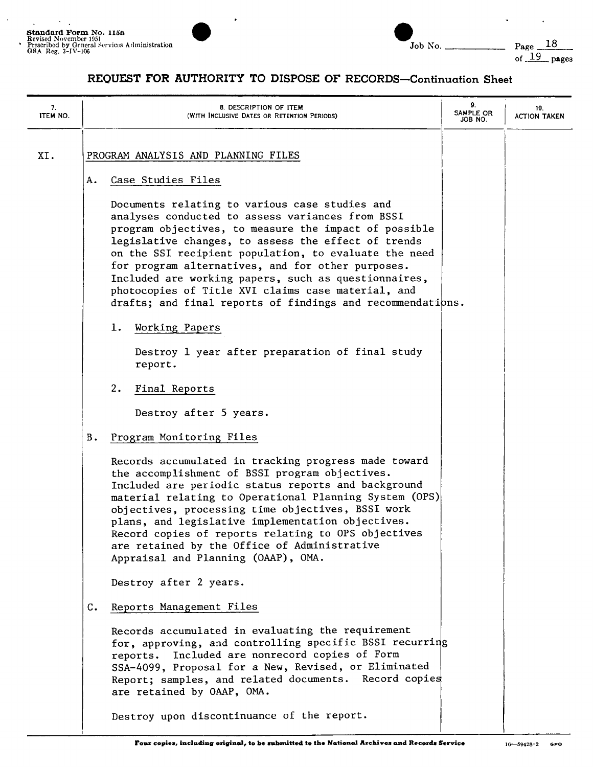# REQUEST FOR AUTHORITY TO DISPOSE OF RECORDS—Continuation Sheet

| 7. ITEM NO. | 8. DESCRIPTION OF ITEM (WITH INCLUSIVE DATES OR RETENTION PERIODS) | 9. SAMPLE OR JOB NO. | 10. ACTION TAKEN |
|---|---|---|---|

XI. PROGRAM ANALYSIS AND PLANNING FILES

A. Case Studies Files

Documents relating to various case studies and analyses conducted to assess variances from BSSI program objectives, to measure the impact of possible legislative changes, to assess the effect of trends on the SSI recipient population, to evaluate the need for program alternatives, and for other purposes. Included are working papers, such as questionnaires, photocopies of Title XVI claims case material, and drafts; and final reports of findings and recommendations.

1. Working Papers

   Destroy 1 year after preparation of final study report.

2. Final Reports

   Destroy after 5 years.

B. Program Monitoring Files

Records accumulated in tracking progress made toward the accomplishment of BSSI program objectives. Included are periodic status reports and background material relating to Operational Planning System (OPS) objectives, processing time objectives, BSSI work plans, and legislative implementation objectives. Record copies of reports relating to OPS objectives are retained by the Office of Administrative Appraisal and Planning (OAAP), OMA.

Destroy after 2 years.

C. Reports Management Files

Records accumulated in evaluating the requirement for, approving, and controlling specific BSSI recurring reports. Included are nonrecord copies of Form SSA-4099, Proposal for a New, Revised, or Eliminated Report; samples, and related documents. Record copies are retained by OAAP, OMA.

Destroy upon discontinuance of the report.

Four copies, including original, to be submitted to the National Archives and Records Service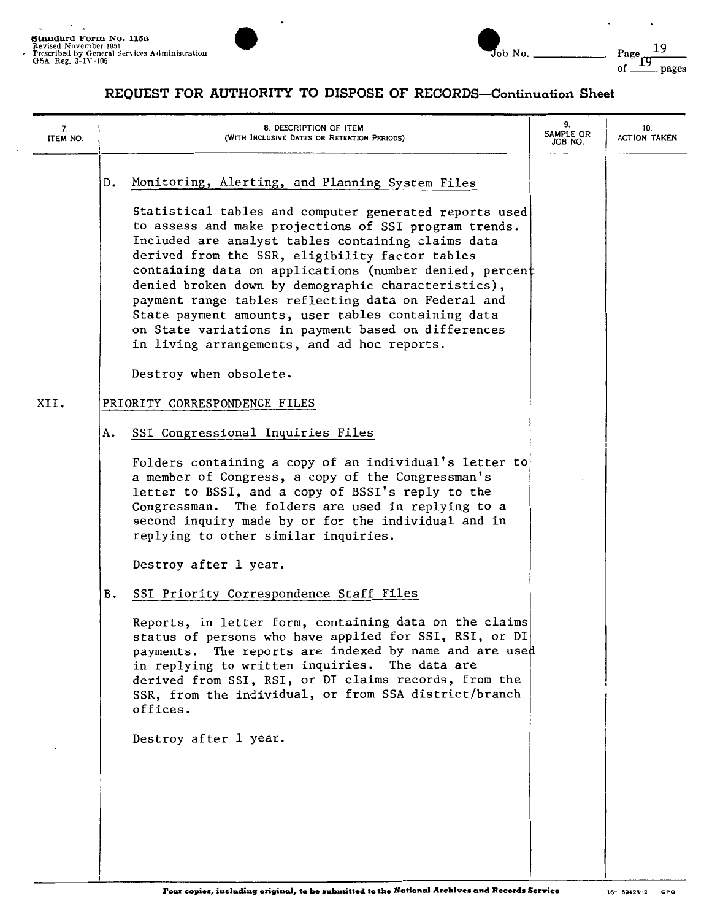Standard Form No. 115a
Revised November 1951
Prescribed by General Services Administration
GSA Reg. 3-IV-106

Job No. ______

## REQUEST FOR AUTHORITY TO DISPOSE OF RECORDS—Continuation Sheet

| 7. ITEM NO. | 8. DESCRIPTION OF ITEM (WITH INCLUSIVE DATES OR RETENTION PERIODS) | 9. SAMPLE OR JOB NO. | 10. ACTION TAKEN |
|---|---|---|---|
| | D. Monitoring, Alerting, and Planning System Files<br><br>Statistical tables and computer generated reports used to assess and make projections of SSI program trends. Included are analyst tables containing claims data derived from the SSR, eligibility factor tables containing data on applications (number denied, percent denied broken down by demographic characteristics), payment range tables reflecting data on Federal and State payment amounts, user tables containing data on State variations in payment based on differences in living arrangements, and ad hoc reports.<br><br>Destroy when obsolete. | | |
| XII. | PRIORITY CORRESPONDENCE FILES | | |
| | A. SSI Congressional Inquiries Files<br><br>Folders containing a copy of an individual's letter to a member of Congress, a copy of the Congressman's letter to BSSI, and a copy of BSSI's reply to the Congressman. The folders are used in replying to a second inquiry made by or for the individual and in replying to other similar inquiries.<br><br>Destroy after 1 year. | | |
| | B. SSI Priority Correspondence Staff Files<br><br>Reports, in letter form, containing data on the claims status of persons who have applied for SSI, RSI, or DI payments. The reports are indexed by name and are used in replying to written inquiries. The data are derived from SSI, RSI, or DI claims records, from the SSR, from the individual, or from SSA district/branch offices.<br><br>Destroy after 1 year. | | |

**Four copies, including original, to be submitted to the National Archives and Records Service**

16—59428-2 GPO